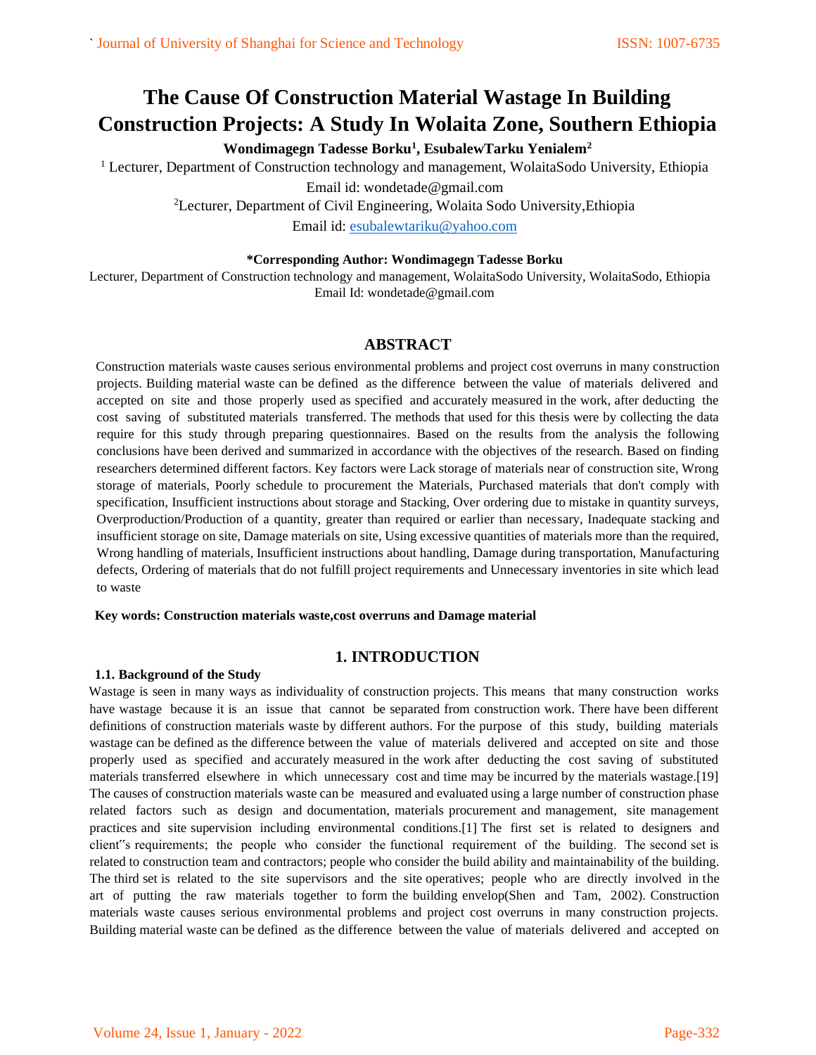# The Cause Of Construction Material Wastage In Building Construction Projects: A Study In Wolaita Zone, Southern Ethiopia

**Wondimagegn Tadesse Borku[1], EsubalewTarku Yenialem[2]**

[1] Lecturer, Department of Construction technology and management, WolaitaSodo University, Ethiopia
Email id: wondetade@gmail.com

[2]Lecturer, Department of Civil Engineering, Wolaita Sodo University,Ethiopia
Email id: esubalewtariku@yahoo.com

**\*Corresponding Author: Wondimagegn Tadesse Borku**

Lecturer, Department of Construction technology and management, WolaitaSodo University, WolaitaSodo, Ethiopia
Email Id: wondetade@gmail.com

## ABSTRACT

Construction materials waste causes serious environmental problems and project cost overruns in many construction projects. Building material waste can be defined as the difference between the value of materials delivered and accepted on site and those properly used as specified and accurately measured in the work, after deducting the cost saving of substituted materials transferred. The methods that used for this thesis were by collecting the data require for this study through preparing questionnaires. Based on the results from the analysis the following conclusions have been derived and summarized in accordance with the objectives of the research. Based on finding researchers determined different factors. Key factors were Lack storage of materials near of construction site, Wrong storage of materials, Poorly schedule to procurement the Materials, Purchased materials that don't comply with specification, Insufficient instructions about storage and Stacking, Over ordering due to mistake in quantity surveys, Overproduction/Production of a quantity, greater than required or earlier than necessary, Inadequate stacking and insufficient storage on site, Damage materials on site, Using excessive quantities of materials more than the required, Wrong handling of materials, Insufficient instructions about handling, Damage during transportation, Manufacturing defects, Ordering of materials that do not fulfill project requirements and Unnecessary inventories in site which lead to waste

**Key words: Construction materials waste,cost overruns and Damage material**

## 1. INTRODUCTION

### 1.1. Background of the Study

Wastage is seen in many ways as individuality of construction projects. This means that many construction works have wastage because it is an issue that cannot be separated from construction work. There have been different definitions of construction materials waste by different authors. For the purpose of this study, building materials wastage can be defined as the difference between the value of materials delivered and accepted on site and those properly used as specified and accurately measured in the work after deducting the cost saving of substituted materials transferred elsewhere in which unnecessary cost and time may be incurred by the materials wastage.[19] The causes of construction materials waste can be measured and evaluated using a large number of construction phase related factors such as design and documentation, materials procurement and management, site management practices and site supervision including environmental conditions.[1] The first set is related to designers and client"s requirements; the people who consider the functional requirement of the building. The second set is related to construction team and contractors; people who consider the build ability and maintainability of the building. The third set is related to the site supervisors and the site operatives; people who are directly involved in the art of putting the raw materials together to form the building envelop(Shen and Tam, 2002). Construction materials waste causes serious environmental problems and project cost overruns in many construction projects. Building material waste can be defined as the difference between the value of materials delivered and accepted on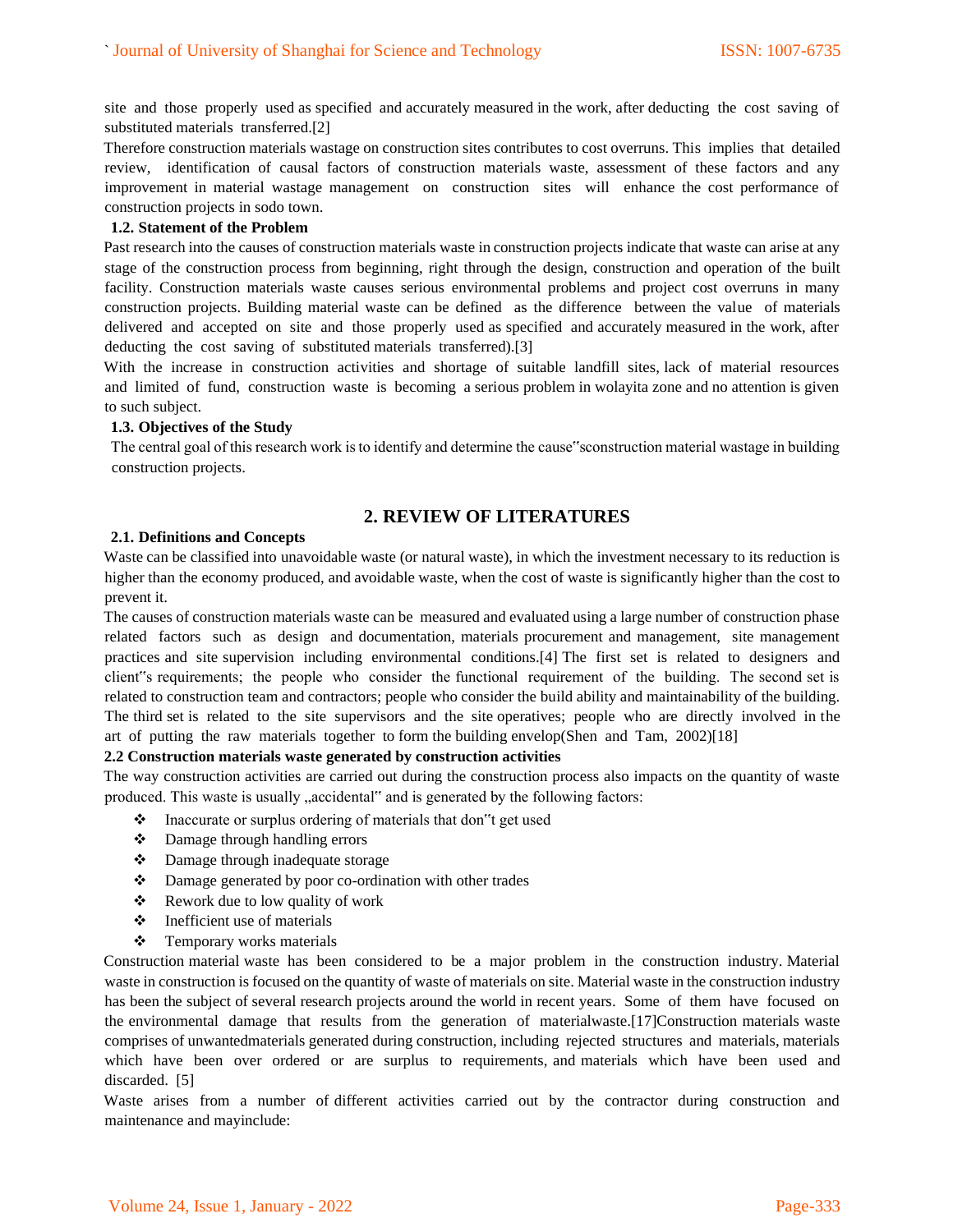site and those properly used as specified and accurately measured in the work, after deducting the cost saving of substituted materials transferred.[2]

Therefore construction materials wastage on construction sites contributes to cost overruns. This implies that detailed review, identification of causal factors of construction materials waste, assessment of these factors and any improvement in material wastage management on construction sites will enhance the cost performance of construction projects in sodo town.

### 1.2. Statement of the Problem

Past research into the causes of construction materials waste in construction projects indicate that waste can arise at any stage of the construction process from beginning, right through the design, construction and operation of the built facility. Construction materials waste causes serious environmental problems and project cost overruns in many construction projects. Building material waste can be defined as the difference between the value of materials delivered and accepted on site and those properly used as specified and accurately measured in the work, after deducting the cost saving of substituted materials transferred).[3]

With the increase in construction activities and shortage of suitable landfill sites, lack of material resources and limited of fund, construction waste is becoming a serious problem in wolayita zone and no attention is given to such subject.

### 1.3. Objectives of the Study

The central goal of this research work is to identify and determine the cause‟sconstruction material wastage in building construction projects.

## 2. REVIEW OF LITERATURES

### 2.1. Definitions and Concepts

Waste can be classified into unavoidable waste (or natural waste), in which the investment necessary to its reduction is higher than the economy produced, and avoidable waste, when the cost of waste is significantly higher than the cost to prevent it.

The causes of construction materials waste can be measured and evaluated using a large number of construction phase related factors such as design and documentation, materials procurement and management, site management practices and site supervision including environmental conditions.[4] The first set is related to designers and client‟s requirements; the people who consider the functional requirement of the building. The second set is related to construction team and contractors; people who consider the build ability and maintainability of the building. The third set is related to the site supervisors and the site operatives; people who are directly involved in the art of putting the raw materials together to form the building envelop(Shen and Tam, 2002)[18]

### 2.2 Construction materials waste generated by construction activities

The way construction activities are carried out during the construction process also impacts on the quantity of waste produced. This waste is usually „accidental‟ and is generated by the following factors:

- Inaccurate or surplus ordering of materials that don‟t get used
- Damage through handling errors
- Damage through inadequate storage
- Damage generated by poor co-ordination with other trades
- Rework due to low quality of work
- Inefficient use of materials
- Temporary works materials

Construction material waste has been considered to be a major problem in the construction industry. Material waste in construction is focused on the quantity of waste of materials on site. Material waste in the construction industry has been the subject of several research projects around the world in recent years. Some of them have focused on the environmental damage that results from the generation of materialwaste.[17]Construction materials waste comprises of unwantedmaterials generated during construction, including rejected structures and materials, materials which have been over ordered or are surplus to requirements, and materials which have been used and discarded. [5]

Waste arises from a number of different activities carried out by the contractor during construction and maintenance and mayinclude: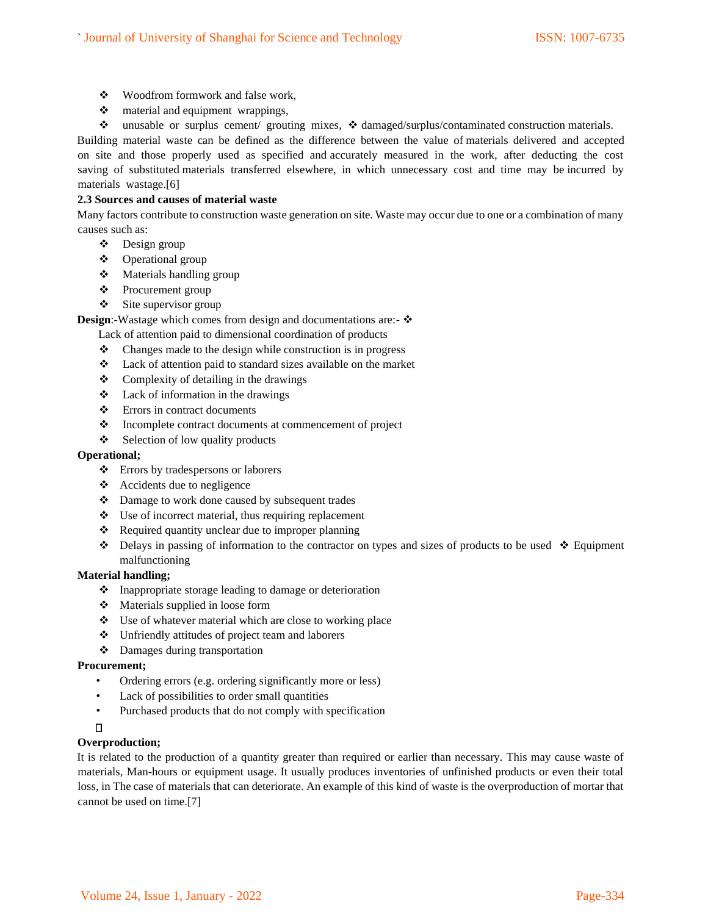- Woodfrom formwork and false work,
- material and equipment wrappings,
- unusable or surplus cement/ grouting mixes, ❖ damaged/surplus/contaminated construction materials.

Building material waste can be defined as the difference between the value of materials delivered and accepted on site and those properly used as specified and accurately measured in the work, after deducting the cost saving of substituted materials transferred elsewhere, in which unnecessary cost and time may be incurred by materials wastage.[6]

**2.3 Sources and causes of material waste**

Many factors contribute to construction waste generation on site. Waste may occur due to one or a combination of many causes such as:

- Design group
- Operational group
- Materials handling group
- Procurement group
- Site supervisor group

**Design**:-Wastage which comes from design and documentations are:- ❖

Lack of attention paid to dimensional coordination of products

- Changes made to the design while construction is in progress
- Lack of attention paid to standard sizes available on the market
- Complexity of detailing in the drawings
- Lack of information in the drawings
- Errors in contract documents
- Incomplete contract documents at commencement of project
- Selection of low quality products

**Operational;**

- Errors by tradespersons or laborers
- Accidents due to negligence
- Damage to work done caused by subsequent trades
- Use of incorrect material, thus requiring replacement
- Required quantity unclear due to improper planning
- Delays in passing of information to the contractor on types and sizes of products to be used ❖ Equipment malfunctioning

**Material handling;**

- Inappropriate storage leading to damage or deterioration
- Materials supplied in loose form
- Use of whatever material which are close to working place
- Unfriendly attitudes of project team and laborers
- Damages during transportation

**Procurement;**

- Ordering errors (e.g. ordering significantly more or less)
- Lack of possibilities to order small quantities
- Purchased products that do not comply with specification

**Overproduction;**

It is related to the production of a quantity greater than required or earlier than necessary. This may cause waste of materials, Man-hours or equipment usage. It usually produces inventories of unfinished products or even their total loss, in The case of materials that can deteriorate. An example of this kind of waste is the overproduction of mortar that cannot be used on time.[7]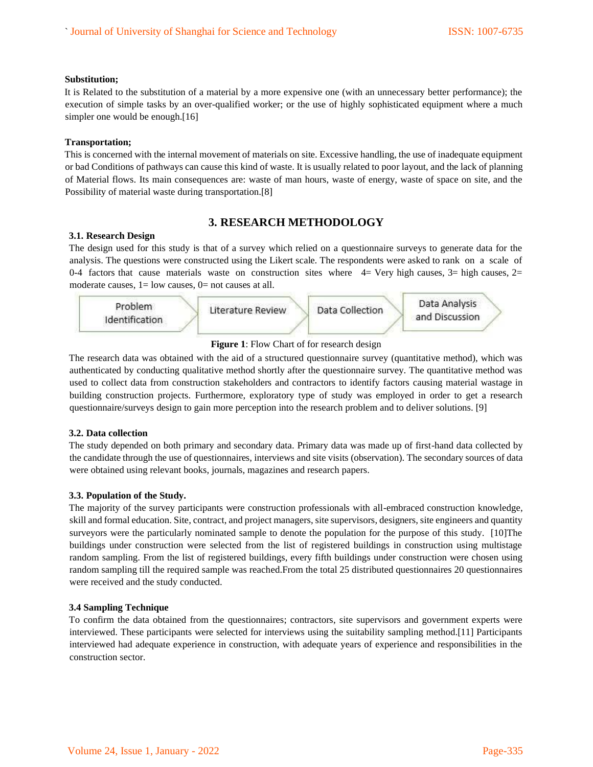**Substitution;**

It is Related to the substitution of a material by a more expensive one (with an unnecessary better performance); the execution of simple tasks by an over-qualified worker; or the use of highly sophisticated equipment where a much simpler one would be enough.[16]

**Transportation;**

This is concerned with the internal movement of materials on site. Excessive handling, the use of inadequate equipment or bad Conditions of pathways can cause this kind of waste. It is usually related to poor layout, and the lack of planning of Material flows. Its main consequences are: waste of man hours, waste of energy, waste of space on site, and the Possibility of material waste during transportation.[8]

## 3. RESEARCH METHODOLOGY

### 3.1. Research Design

The design used for this study is that of a survey which relied on a questionnaire surveys to generate data for the analysis. The questions were constructed using the Likert scale. The respondents were asked to rank on a scale of 0-4 factors that cause materials waste on construction sites where 4= Very high causes, 3= high causes, 2= moderate causes, 1= low causes, 0= not causes at all.

Problem Identification → Literature Review → Data Collection → Data Analysis and Discussion

**Figure 1**: Flow Chart of for research design

The research data was obtained with the aid of a structured questionnaire survey (quantitative method), which was authenticated by conducting qualitative method shortly after the questionnaire survey. The quantitative method was used to collect data from construction stakeholders and contractors to identify factors causing material wastage in building construction projects. Furthermore, exploratory type of study was employed in order to get a research questionnaire/surveys design to gain more perception into the research problem and to deliver solutions. [9]

### 3.2. Data collection

The study depended on both primary and secondary data. Primary data was made up of first-hand data collected by the candidate through the use of questionnaires, interviews and site visits (observation). The secondary sources of data were obtained using relevant books, journals, magazines and research papers.

### 3.3. Population of the Study.

The majority of the survey participants were construction professionals with all-embraced construction knowledge, skill and formal education. Site, contract, and project managers, site supervisors, designers, site engineers and quantity surveyors were the particularly nominated sample to denote the population for the purpose of this study. [10]The buildings under construction were selected from the list of registered buildings in construction using multistage random sampling. From the list of registered buildings, every fifth buildings under construction were chosen using random sampling till the required sample was reached.From the total 25 distributed questionnaires 20 questionnaires were received and the study conducted.

### 3.4 Sampling Technique

To confirm the data obtained from the questionnaires; contractors, site supervisors and government experts were interviewed. These participants were selected for interviews using the suitability sampling method.[11] Participants interviewed had adequate experience in construction, with adequate years of experience and responsibilities in the construction sector.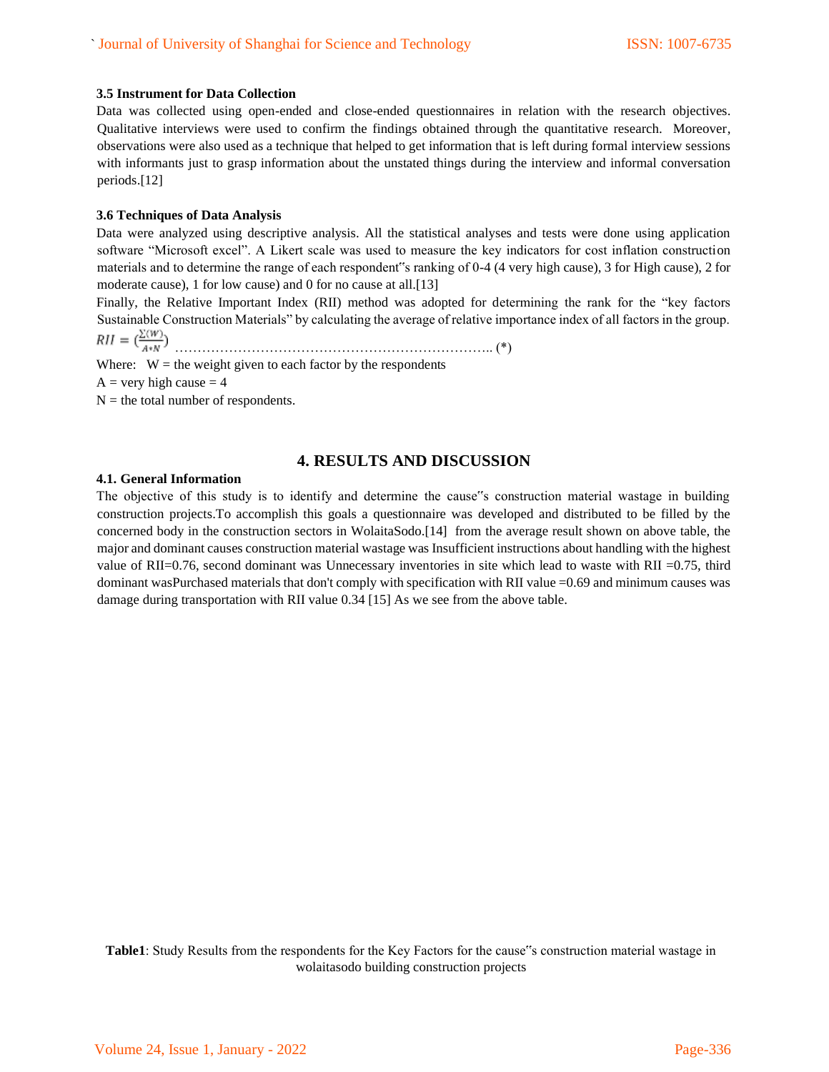### 3.5 Instrument for Data Collection

Data was collected using open-ended and close-ended questionnaires in relation with the research objectives. Qualitative interviews were used to confirm the findings obtained through the quantitative research. Moreover, observations were also used as a technique that helped to get information that is left during formal interview sessions with informants just to grasp information about the unstated things during the interview and informal conversation periods.[12]

### 3.6 Techniques of Data Analysis

Data were analyzed using descriptive analysis. All the statistical analyses and tests were done using application software "Microsoft excel". A Likert scale was used to measure the key indicators for cost inflation construction materials and to determine the range of each respondent‟s ranking of 0-4 (4 very high cause), 3 for High cause), 2 for moderate cause), 1 for low cause) and 0 for no cause at all.[13]

Finally, the Relative Important Index (RII) method was adopted for determining the rank for the "key factors Sustainable Construction Materials" by calculating the average of relative importance index of all factors in the group.

$$RII = \left(\frac{\Sigma(W)}{A*N}\right) \quad \text{………………………………………………………………….. (*)}$$

Where: W = the weight given to each factor by the respondents

A = very high cause = 4

N = the total number of respondents.

## 4. RESULTS AND DISCUSSION

### 4.1. General Information

The objective of this study is to identify and determine the cause‟s construction material wastage in building construction projects.To accomplish this goals a questionnaire was developed and distributed to be filled by the concerned body in the construction sectors in WolaitaSodo.[14] from the average result shown on above table, the major and dominant causes construction material wastage was Insufficient instructions about handling with the highest value of RII=0.76, second dominant was Unnecessary inventories in site which lead to waste with RII =0.75, third dominant wasPurchased materials that don't comply with specification with RII value =0.69 and minimum causes was damage during transportation with RII value 0.34 [15] As we see from the above table.

**Table1**: Study Results from the respondents for the Key Factors for the cause‟s construction material wastage in wolaitasodo building construction projects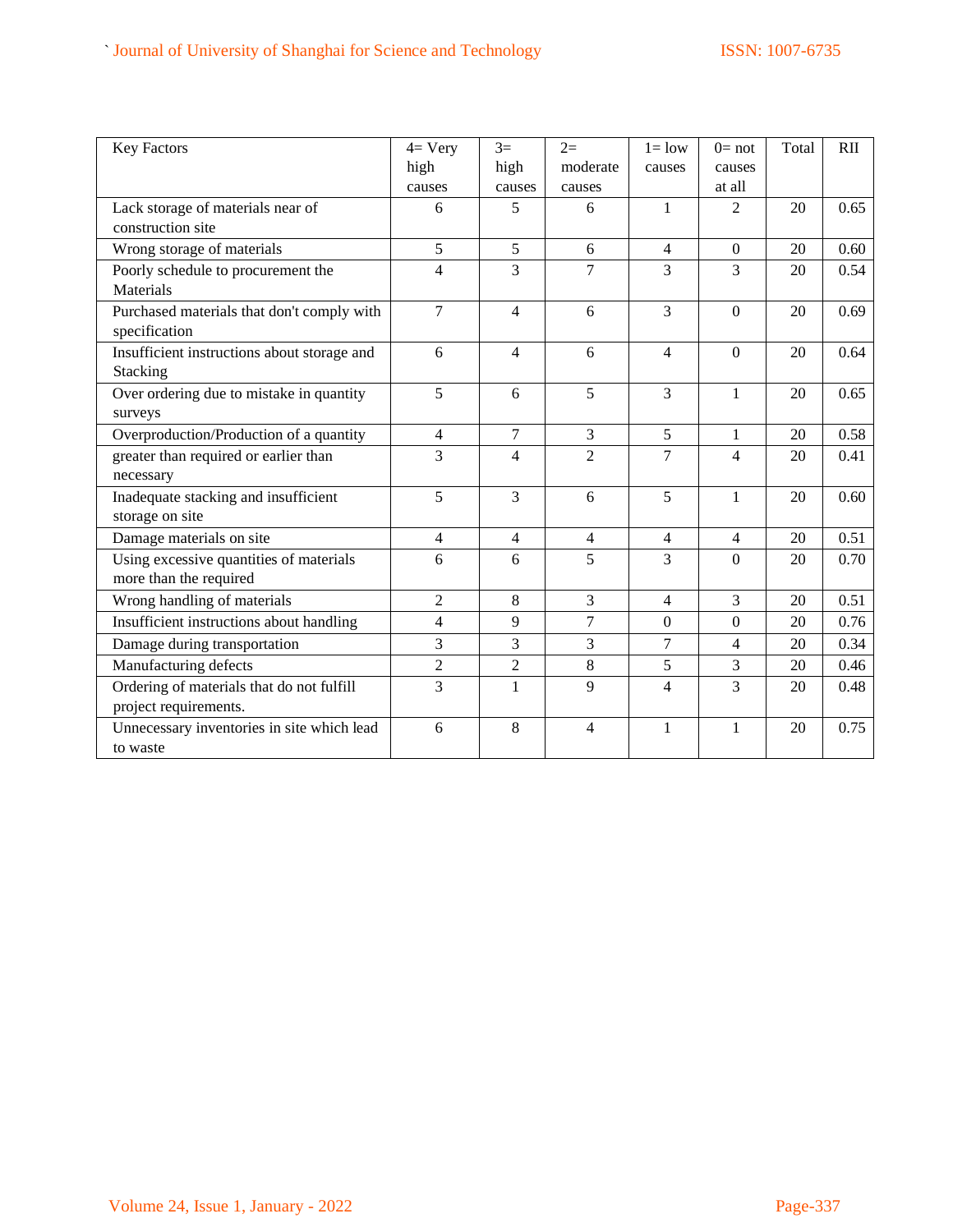| Key Factors | 4= Very high causes | 3= high causes | 2= moderate causes | 1= low causes | 0= not causes at all | Total | RII |
|---|---|---|---|---|---|---|---|
| Lack storage of materials near of construction site | 6 | 5 | 6 | 1 | 2 | 20 | 0.65 |
| Wrong storage of materials | 5 | 5 | 6 | 4 | 0 | 20 | 0.60 |
| Poorly schedule to procurement the Materials | 4 | 3 | 7 | 3 | 3 | 20 | 0.54 |
| Purchased materials that don't comply with specification | 7 | 4 | 6 | 3 | 0 | 20 | 0.69 |
| Insufficient instructions about storage and Stacking | 6 | 4 | 6 | 4 | 0 | 20 | 0.64 |
| Over ordering due to mistake in quantity surveys | 5 | 6 | 5 | 3 | 1 | 20 | 0.65 |
| Overproduction/Production of a quantity | 4 | 7 | 3 | 5 | 1 | 20 | 0.58 |
| greater than required or earlier than necessary | 3 | 4 | 2 | 7 | 4 | 20 | 0.41 |
| Inadequate stacking and insufficient storage on site | 5 | 3 | 6 | 5 | 1 | 20 | 0.60 |
| Damage materials on site | 4 | 4 | 4 | 4 | 4 | 20 | 0.51 |
| Using excessive quantities of materials more than the required | 6 | 6 | 5 | 3 | 0 | 20 | 0.70 |
| Wrong handling of materials | 2 | 8 | 3 | 4 | 3 | 20 | 0.51 |
| Insufficient instructions about handling | 4 | 9 | 7 | 0 | 0 | 20 | 0.76 |
| Damage during transportation | 3 | 3 | 3 | 7 | 4 | 20 | 0.34 |
| Manufacturing defects | 2 | 2 | 8 | 5 | 3 | 20 | 0.46 |
| Ordering of materials that do not fulfill project requirements. | 3 | 1 | 9 | 4 | 3 | 20 | 0.48 |
| Unnecessary inventories in site which lead to waste | 6 | 8 | 4 | 1 | 1 | 20 | 0.75 |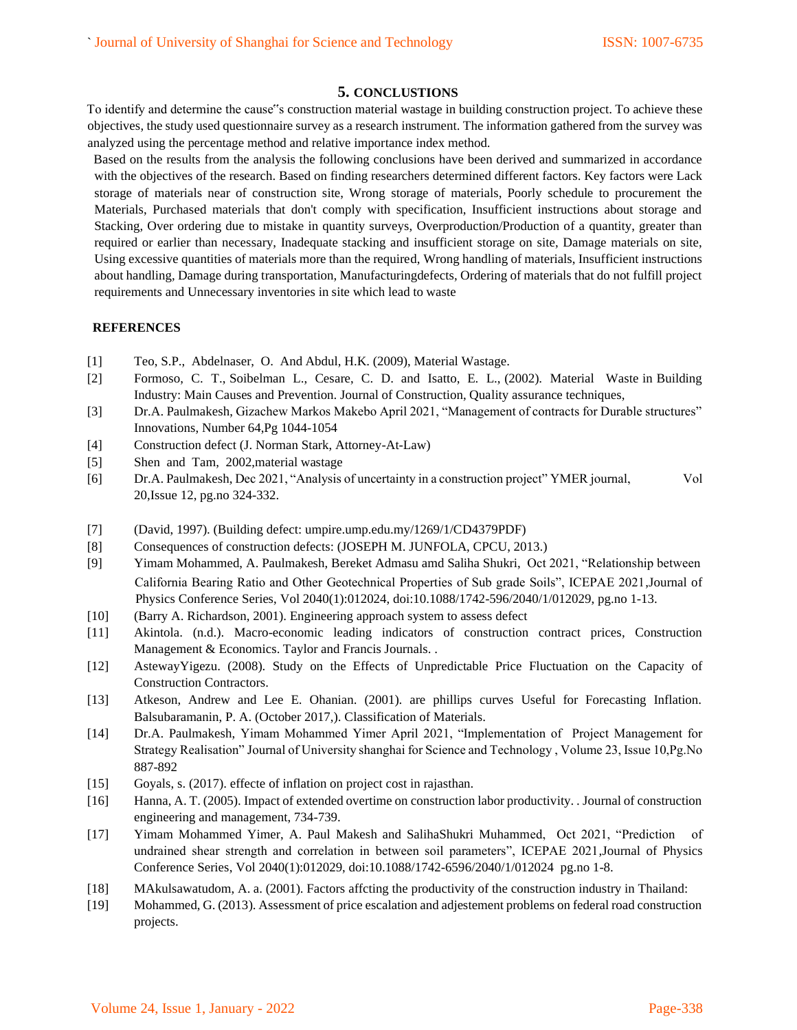## 5. CONCLUSTIONS

To identify and determine the cause"s construction material wastage in building construction project. To achieve these objectives, the study used questionnaire survey as a research instrument. The information gathered from the survey was analyzed using the percentage method and relative importance index method.

Based on the results from the analysis the following conclusions have been derived and summarized in accordance with the objectives of the research. Based on finding researchers determined different factors. Key factors were Lack storage of materials near of construction site, Wrong storage of materials, Poorly schedule to procurement the Materials, Purchased materials that don't comply with specification, Insufficient instructions about storage and Stacking, Over ordering due to mistake in quantity surveys, Overproduction/Production of a quantity, greater than required or earlier than necessary, Inadequate stacking and insufficient storage on site, Damage materials on site, Using excessive quantities of materials more than the required, Wrong handling of materials, Insufficient instructions about handling, Damage during transportation, Manufacturingdefects, Ordering of materials that do not fulfill project requirements and Unnecessary inventories in site which lead to waste

## REFERENCES

[1] Teo, S.P., Abdelnaser, O. And Abdul, H.K. (2009), Material Wastage.

[2] Formoso, C. T., Soibelman L., Cesare, C. D. and Isatto, E. L., (2002). Material Waste in Building Industry: Main Causes and Prevention. Journal of Construction, Quality assurance techniques,

[3] Dr.A. Paulmakesh, Gizachew Markos Makebo April 2021, "Management of contracts for Durable structures" Innovations, Number 64,Pg 1044-1054

[4] Construction defect (J. Norman Stark, Attorney-At-Law)

[5] Shen and Tam, 2002,material wastage

[6] Dr.A. Paulmakesh, Dec 2021, "Analysis of uncertainty in a construction project" YMER journal, Vol 20,Issue 12, pg.no 324-332.

[7] (David, 1997). (Building defect: umpire.ump.edu.my/1269/1/CD4379PDF)

[8] Consequences of construction defects: (JOSEPH M. JUNFOLA, CPCU, 2013.)

[9] Yimam Mohammed, A. Paulmakesh, Bereket Admasu amd Saliha Shukri, Oct 2021, "Relationship between California Bearing Ratio and Other Geotechnical Properties of Sub grade Soils", ICEPAE 2021,Journal of Physics Conference Series, Vol 2040(1):012024, doi:10.1088/1742-596/2040/1/012029, pg.no 1-13.

[10] (Barry A. Richardson, 2001). Engineering approach system to assess defect

[11] Akintola. (n.d.). Macro-economic leading indicators of construction contract prices, Construction Management & Economics. Taylor and Francis Journals. .

[12] AstewayYigezu. (2008). Study on the Effects of Unpredictable Price Fluctuation on the Capacity of Construction Contractors.

[13] Atkeson, Andrew and Lee E. Ohanian. (2001). are phillips curves Useful for Forecasting Inflation. Balsubaramanin, P. A. (October 2017,). Classification of Materials.

[14] Dr.A. Paulmakesh, Yimam Mohammed Yimer April 2021, "Implementation of Project Management for Strategy Realisation" Journal of University shanghai for Science and Technology , Volume 23, Issue 10,Pg.No 887-892

[15] Goyals, s. (2017). effecte of inflation on project cost in rajasthan.

[16] Hanna, A. T. (2005). Impact of extended overtime on construction labor productivity. . Journal of construction engineering and management, 734-739.

[17] Yimam Mohammed Yimer, A. Paul Makesh and SalihaShukri Muhammed, Oct 2021, "Prediction of undrained shear strength and correlation in between soil parameters", ICEPAE 2021,Journal of Physics Conference Series, Vol 2040(1):012029, doi:10.1088/1742-6596/2040/1/012024 pg.no 1-8.

[18] MAkulsawatudom, A. a. (2001). Factors affcting the productivity of the construction industry in Thailand:

[19] Mohammed, G. (2013). Assessment of price escalation and adjestement problems on federal road construction projects.